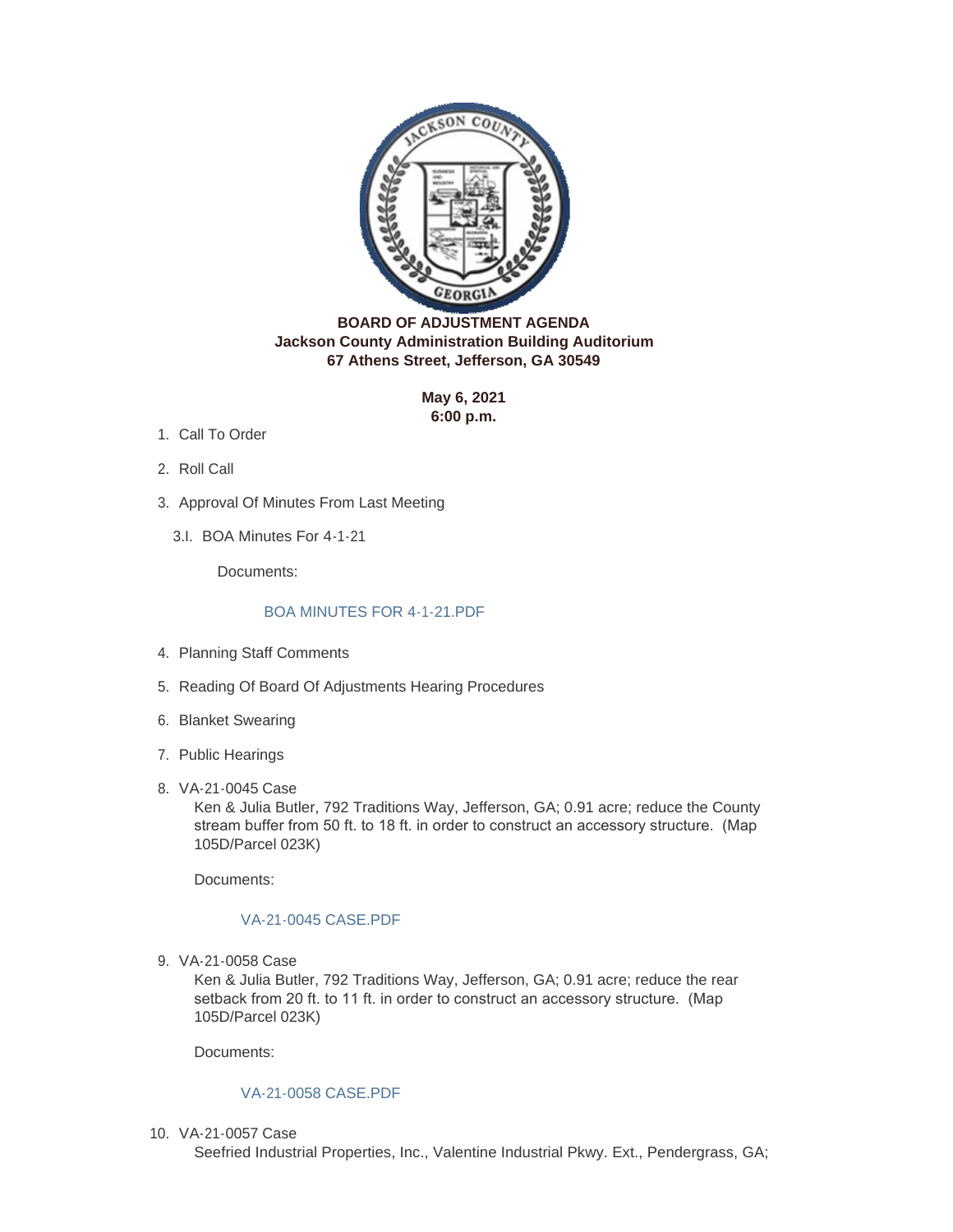**BOARD OF ADJUSTMENT AGENDA**
**Jackson County Administration Building Auditorium**
**67 Athens Street, Jefferson, GA 30549**

**May 6, 2021**
**6:00 p.m.**

1. Call To Order
2. Roll Call
3. Approval Of Minutes From Last Meeting

   3.I. BOA Minutes For 4-1-21

   Documents:

   BOA MINUTES FOR 4-1-21.PDF

4. Planning Staff Comments
5. Reading Of Board Of Adjustments Hearing Procedures
6. Blanket Swearing
7. Public Hearings
8. VA-21-0045 Case
   Ken & Julia Butler, 792 Traditions Way, Jefferson, GA; 0.91 acre; reduce the County stream buffer from 50 ft. to 18 ft. in order to construct an accessory structure. (Map 105D/Parcel 023K)

   Documents:

   VA-21-0045 CASE.PDF

9. VA-21-0058 Case
   Ken & Julia Butler, 792 Traditions Way, Jefferson, GA; 0.91 acre; reduce the rear setback from 20 ft. to 11 ft. in order to construct an accessory structure. (Map 105D/Parcel 023K)

   Documents:

   VA-21-0058 CASE.PDF

10. VA-21-0057 Case
    Seefried Industrial Properties, Inc., Valentine Industrial Pkwy. Ext., Pendergrass, GA;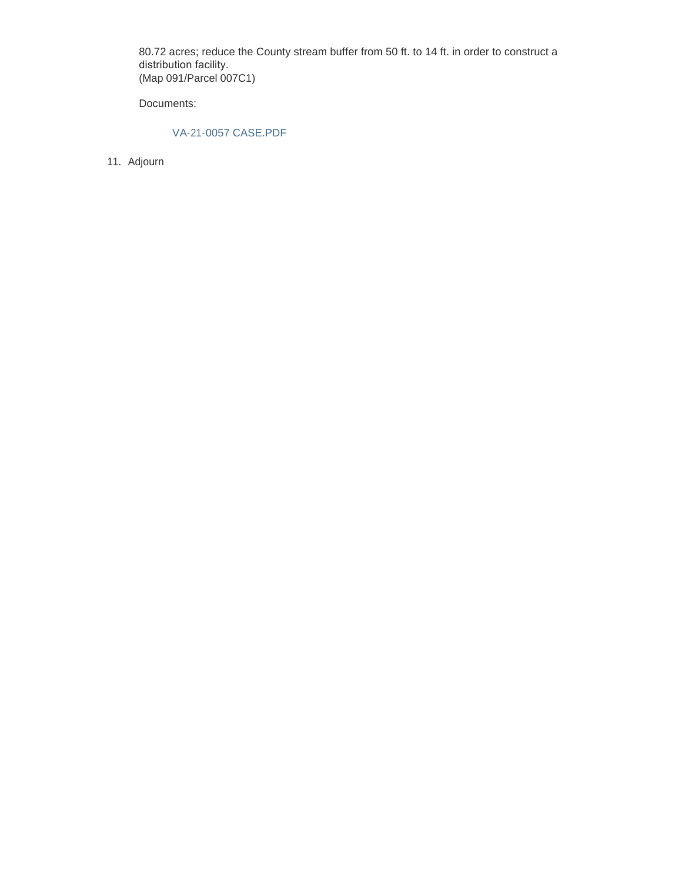80.72 acres; reduce the County stream buffer from 50 ft. to 14 ft. in order to construct a distribution facility.
(Map 091/Parcel 007C1)

Documents:

VA-21-0057 CASE.PDF

11. Adjourn